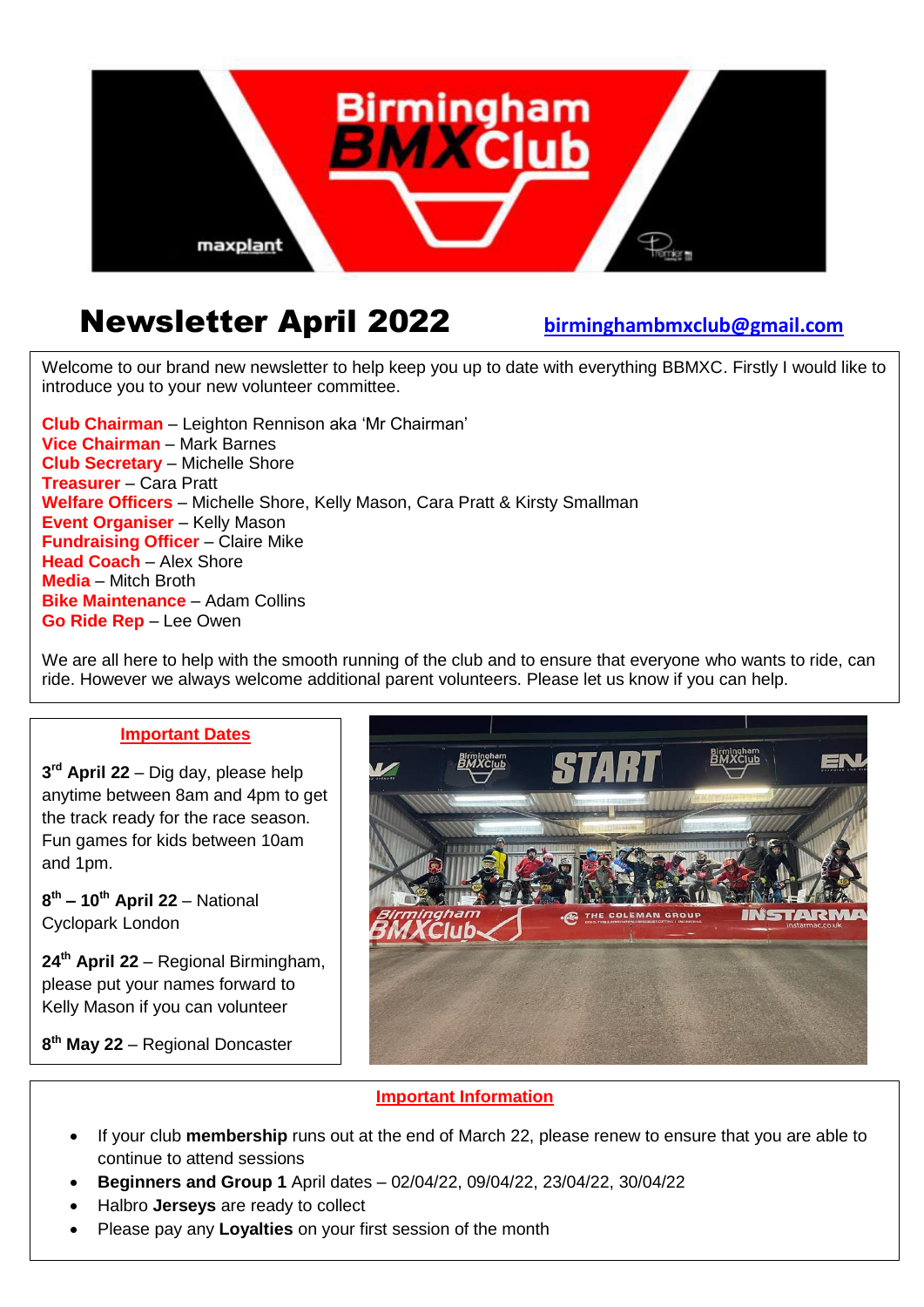# Newsletter April 2022

birminghambmxclub@gmail.com

Welcome to our brand new newsletter to help keep you up to date with everything BBMXC. Firstly I would like to introduce you to your new volunteer committee.

**Club Chairman** – Leighton Rennison aka 'Mr Chairman'
**Vice Chairman** – Mark Barnes
**Club Secretary** – Michelle Shore
**Treasurer** – Cara Pratt
**Welfare Officers** – Michelle Shore, Kelly Mason, Cara Pratt & Kirsty Smallman
**Event Organiser** – Kelly Mason
**Fundraising Officer** – Claire Mike
**Head Coach** – Alex Shore
**Media** – Mitch Broth
**Bike Maintenance** – Adam Collins
**Go Ride Rep** – Lee Owen

We are all here to help with the smooth running of the club and to ensure that everyone who wants to ride, can ride. However we always welcome additional parent volunteers. Please let us know if you can help.

## Important Dates

**3rd April 22** – Dig day, please help anytime between 8am and 4pm to get the track ready for the race season. Fun games for kids between 10am and 1pm.

**8th – 10th April 22** – National Cyclopark London

**24th April 22** – Regional Birmingham, please put your names forward to Kelly Mason if you can volunteer

**8th May 22** – Regional Doncaster

## Important Information

- If your club **membership** runs out at the end of March 22, please renew to ensure that you are able to continue to attend sessions
- **Beginners and Group 1** April dates – 02/04/22, 09/04/22, 23/04/22, 30/04/22
- Halbro **Jerseys** are ready to collect
- Please pay any **Loyalties** on your first session of the month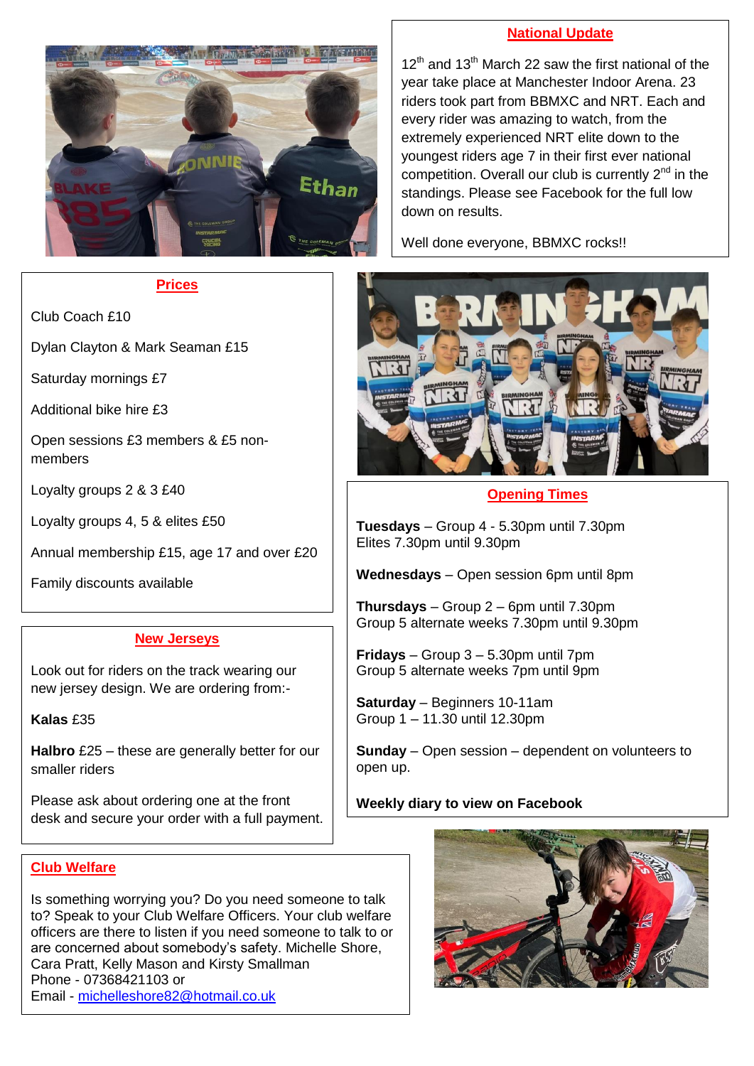## National Update

12th and 13th March 22 saw the first national of the year take place at Manchester Indoor Arena. 23 riders took part from BBMXC and NRT. Each and every rider was amazing to watch, from the extremely experienced NRT elite down to the youngest riders age 7 in their first ever national competition. Overall our club is currently 2nd in the standings. Please see Facebook for the full low down on results.

Well done everyone, BBMXC rocks!!

## Prices

Club Coach £10

Dylan Clayton & Mark Seaman £15

Saturday mornings £7

Additional bike hire £3

Open sessions £3 members & £5 non-members

Loyalty groups 2 & 3 £40

Loyalty groups 4, 5 & elites £50

Annual membership £15, age 17 and over £20

Family discounts available

## Opening Times

**Tuesdays** – Group 4 - 5.30pm until 7.30pm
Elites 7.30pm until 9.30pm

**Wednesdays** – Open session 6pm until 8pm

**Thursdays** – Group 2 – 6pm until 7.30pm
Group 5 alternate weeks 7.30pm until 9.30pm

**Fridays** – Group 3 – 5.30pm until 7pm
Group 5 alternate weeks 7pm until 9pm

**Saturday** – Beginners 10-11am
Group 1 – 11.30 until 12.30pm

**Sunday** – Open session – dependent on volunteers to open up.

**Weekly diary to view on Facebook**

## New Jerseys

Look out for riders on the track wearing our new jersey design. We are ordering from:-

**Kalas** £35

**Halbro** £25 – these are generally better for our smaller riders

Please ask about ordering one at the front desk and secure your order with a full payment.

## Club Welfare

Is something worrying you? Do you need someone to talk to? Speak to your Club Welfare Officers. Your club welfare officers are there to listen if you need someone to talk to or are concerned about somebody's safety. Michelle Shore, Cara Pratt, Kelly Mason and Kirsty Smallman
Phone - 07368421103 or
Email - michelleshore82@hotmail.co.uk